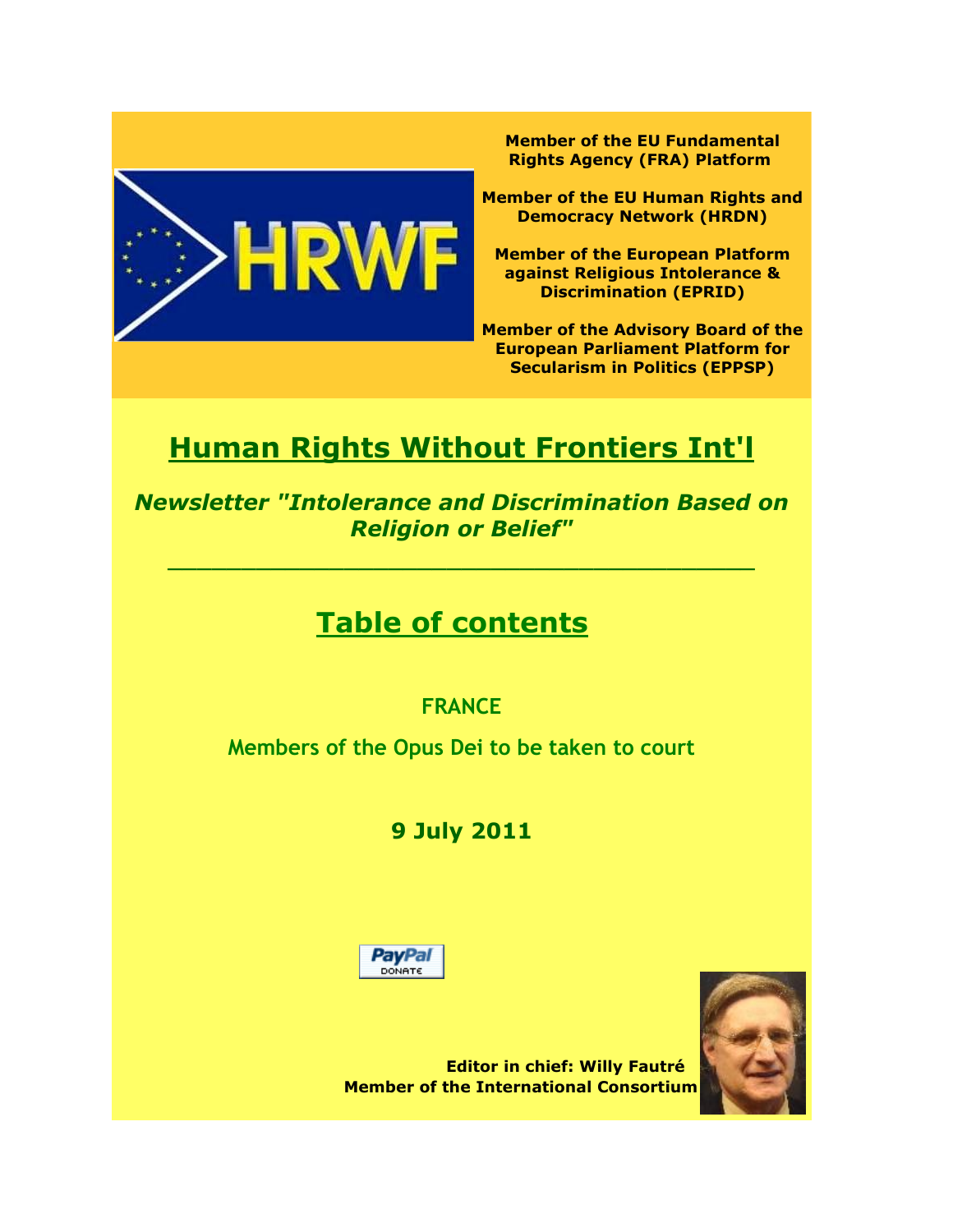Member of the EU Fundamental Rights Agency (FRA) Platform

Member of the EU Human Rights and Democracy Network (HRDN)

Member of the European Platform against Religious Intolerance & Discrimination (EPRID)

Member of the Advisory Board of the European Parliament Platform for Secularism in Politics (EPPSP)

# Human Rights Without Frontiers Int'l

***Newsletter "Intolerance and Discrimination Based on Religion or Belief"***

---

## Table of contents

### FRANCE

### Members of the Opus Dei to be taken to court

### 9 July 2011

**Editor in chief: Willy Fautré**
**Member of the International Consortium**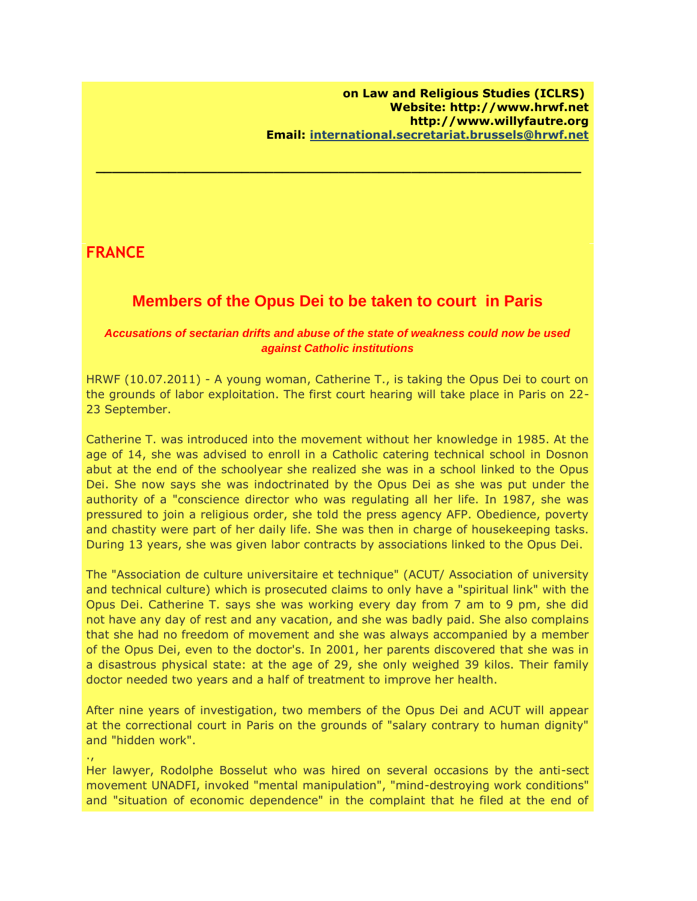**on Law and Religious Studies (ICLRS)**
**Website: http://www.hrwf.net**
**http://www.willyfautre.org**
**Email: international.secretariat.brussels@hrwf.net**

---

## FRANCE

# Members of the Opus Dei to be taken to court in Paris

***Accusations of sectarian drifts and abuse of the state of weakness could now be used against Catholic institutions***

HRWF (10.07.2011) - A young woman, Catherine T., is taking the Opus Dei to court on the grounds of labor exploitation. The first court hearing will take place in Paris on 22-23 September.

Catherine T. was introduced into the movement without her knowledge in 1985. At the age of 14, she was advised to enroll in a Catholic catering technical school in Dosnon abut at the end of the schoolyear she realized she was in a school linked to the Opus Dei. She now says she was indoctrinated by the Opus Dei as she was put under the authority of a "conscience director who was regulating all her life. In 1987, she was pressured to join a religious order, she told the press agency AFP. Obedience, poverty and chastity were part of her daily life. She was then in charge of housekeeping tasks. During 13 years, she was given labor contracts by associations linked to the Opus Dei.

The "Association de culture universitaire et technique" (ACUT/ Association of university and technical culture) which is prosecuted claims to only have a "spiritual link" with the Opus Dei. Catherine T. says she was working every day from 7 am to 9 pm, she did not have any day of rest and any vacation, and she was badly paid. She also complains that she had no freedom of movement and she was always accompanied by a member of the Opus Dei, even to the doctor's. In 2001, her parents discovered that she was in a disastrous physical state: at the age of 29, she only weighed 39 kilos. Their family doctor needed two years and a half of treatment to improve her health.

After nine years of investigation, two members of the Opus Dei and ACUT will appear at the correctional court in Paris on the grounds of "salary contrary to human dignity" and "hidden work".

.,

Her lawyer, Rodolphe Bosselut who was hired on several occasions by the anti-sect movement UNADFI, invoked "mental manipulation", "mind-destroying work conditions" and "situation of economic dependence" in the complaint that he filed at the end of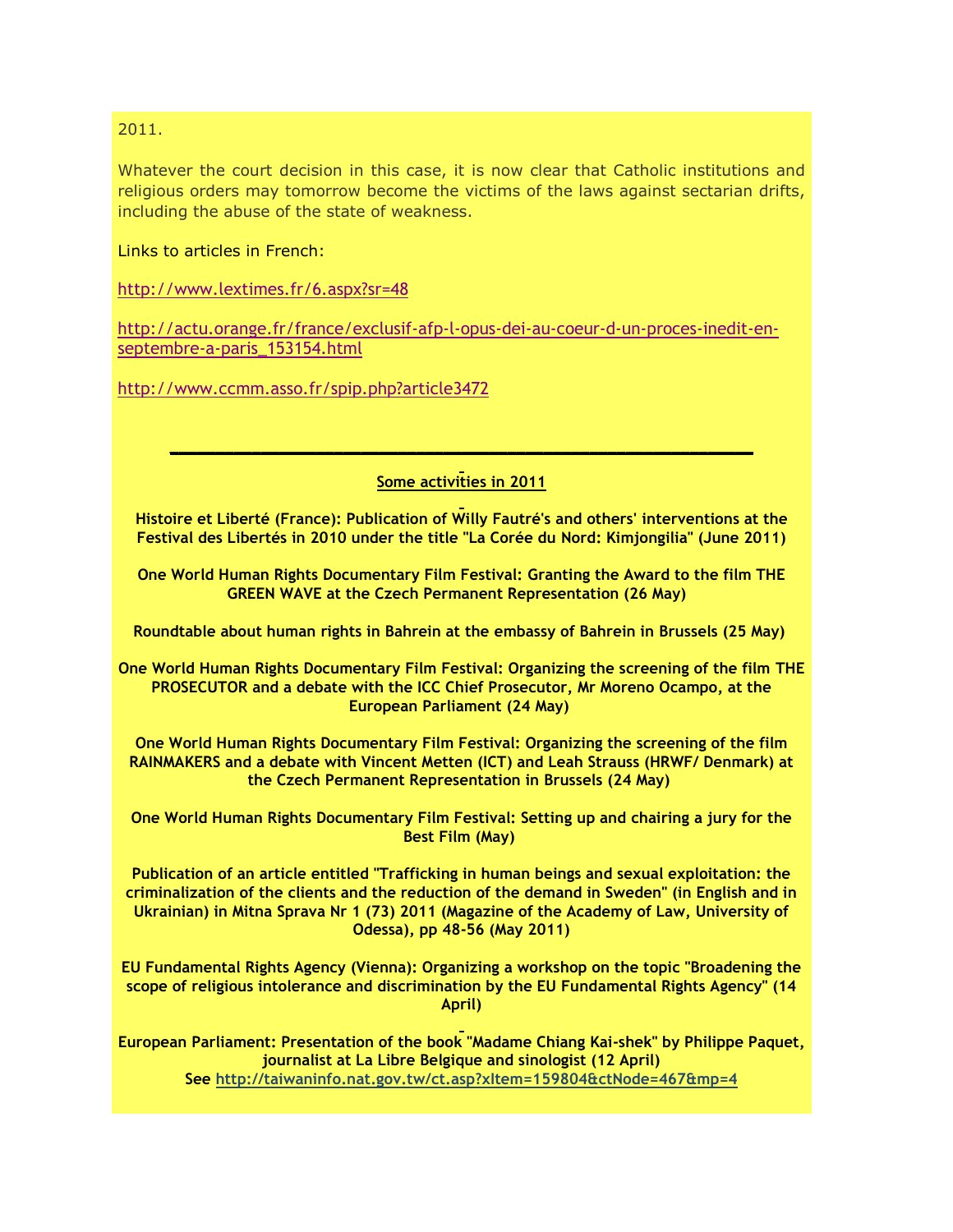2011.

Whatever the court decision in this case, it is now clear that Catholic institutions and religious orders may tomorrow become the victims of the laws against sectarian drifts, including the abuse of the state of weakness.

Links to articles in French:

http://www.lextimes.fr/6.aspx?sr=48

http://actu.orange.fr/france/exclusif-afp-l-opus-dei-au-coeur-d-un-proces-inedit-en-septembre-a-paris_153154.html

http://www.ccmm.asso.fr/spip.php?article3472

---

**Some activities in 2011**

**Histoire et Liberté (France): Publication of Willy Fautré's and others' interventions at the Festival des Libertés in 2010 under the title "La Corée du Nord: Kimjongilia" (June 2011)**

**One World Human Rights Documentary Film Festival: Granting the Award to the film THE GREEN WAVE at the Czech Permanent Representation (26 May)**

**Roundtable about human rights in Bahrein at the embassy of Bahrein in Brussels (25 May)**

**One World Human Rights Documentary Film Festival: Organizing the screening of the film THE PROSECUTOR and a debate with the ICC Chief Prosecutor, Mr Moreno Ocampo, at the European Parliament (24 May)**

**One World Human Rights Documentary Film Festival: Organizing the screening of the film RAINMAKERS and a debate with Vincent Metten (ICT) and Leah Strauss (HRWF/ Denmark) at the Czech Permanent Representation in Brussels (24 May)**

**One World Human Rights Documentary Film Festival: Setting up and chairing a jury for the Best Film (May)**

**Publication of an article entitled "Trafficking in human beings and sexual exploitation: the criminalization of the clients and the reduction of the demand in Sweden" (in English and in Ukrainian) in Mitna Sprava Nr 1 (73) 2011 (Magazine of the Academy of Law, University of Odessa), pp 48-56 (May 2011)**

**EU Fundamental Rights Agency (Vienna): Organizing a workshop on the topic "Broadening the scope of religious intolerance and discrimination by the EU Fundamental Rights Agency" (14 April)**

**European Parliament: Presentation of the book "Madame Chiang Kai-shek" by Philippe Paquet, journalist at La Libre Belgique and sinologist (12 April)**
**See http://taiwaninfo.nat.gov.tw/ct.asp?xItem=159804&ctNode=467&mp=4**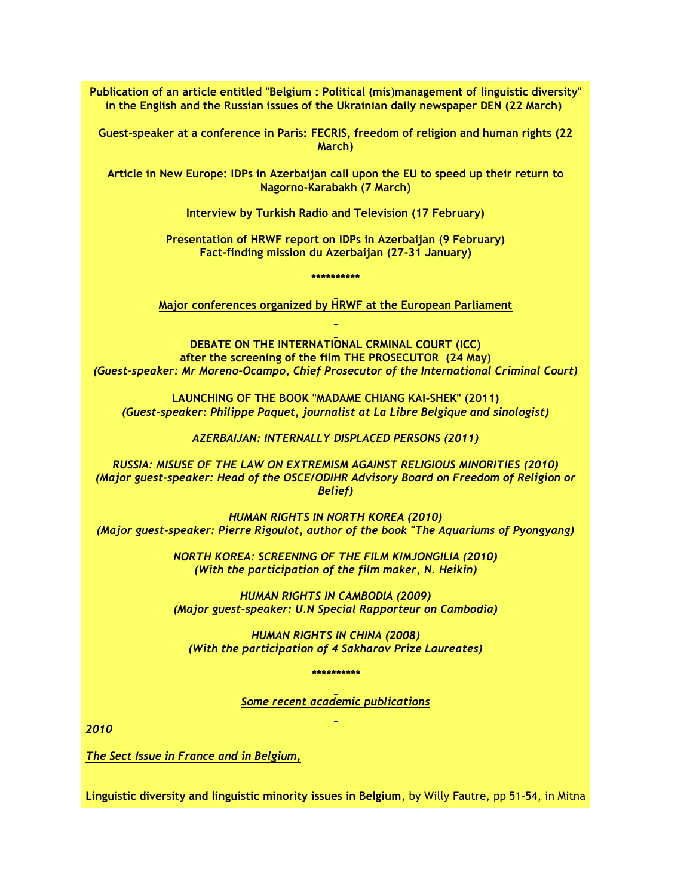**Publication of an article entitled "Belgium : Political (mis)management of linguistic diversity" in the English and the Russian issues of the Ukrainian daily newspaper DEN (22 March)**

**Guest-speaker at a conference in Paris: FECRIS, freedom of religion and human rights (22 March)**

**Article in New Europe: IDPs in Azerbaijan call upon the EU to speed up their return to Nagorno-Karabakh (7 March)**

**Interview by Turkish Radio and Television (17 February)**

**Presentation of HRWF report on IDPs in Azerbaijan (9 February)**
**Fact-finding mission du Azerbaijan (27-31 January)**

*\*\*\*\*\*\*\*\*\*\*

**Major conferences organized by HRWF at the European Parliament**

**DEBATE ON THE INTERNATIONAL CRMINAL COURT (ICC)**
**after the screening of the film THE PROSECUTOR (24 May)**
***(Guest-speaker: Mr Moreno-Ocampo, Chief Prosecutor of the International Criminal Court)***

**LAUNCHING OF THE BOOK "MADAME CHIANG KAI-SHEK" (2011)**
***(Guest-speaker: Philippe Paquet, journalist at La Libre Belgique and sinologist)***

***AZERBAIJAN: INTERNALLY DISPLACED PERSONS (2011)***

***RUSSIA: MISUSE OF THE LAW ON EXTREMISM AGAINST RELIGIOUS MINORITIES (2010)***
***(Major guest-speaker: Head of the OSCE/ODIHR Advisory Board on Freedom of Religion or Belief)***

***HUMAN RIGHTS IN NORTH KOREA (2010)***
***(Major guest-speaker: Pierre Rigoulot, author of the book "The Aquariums of Pyongyang)***

***NORTH KOREA: SCREENING OF THE FILM KIMJONGILIA (2010)***
***(With the participation of the film maker, N. Heikin)***

***HUMAN RIGHTS IN CAMBODIA (2009)***
***(Major guest-speaker: U.N Special Rapporteur on Cambodia)***

***HUMAN RIGHTS IN CHINA (2008)***
***(With the participation of 4 Sakharov Prize Laureates)***

*\*\*\*\*\*\*\*\*\*\*

***Some recent academic publications***

***2010***

***The Sect Issue in France and in Belgium,***

**Linguistic diversity and linguistic minority issues in Belgium**, by Willy Fautre, pp 51-54, in Mitna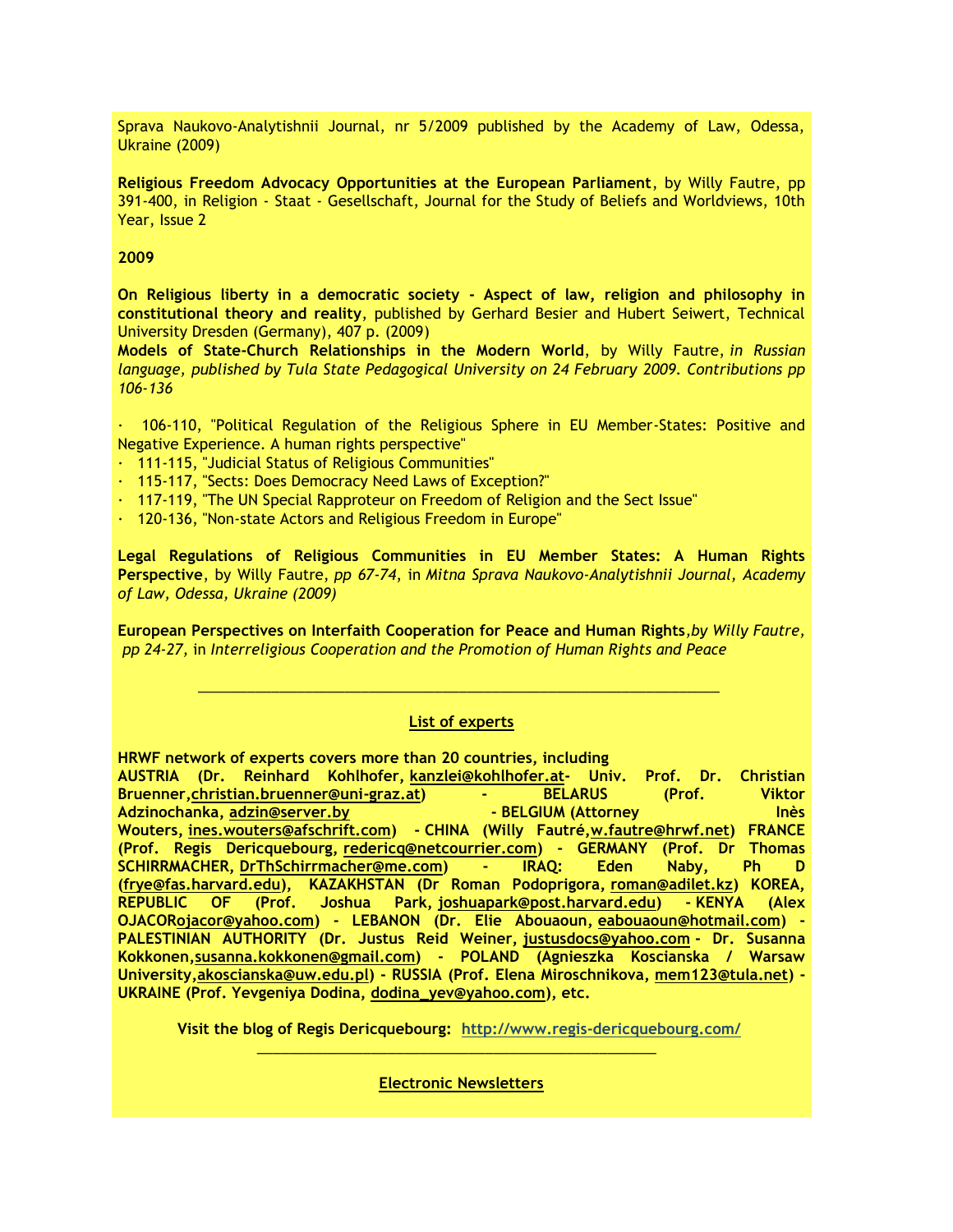Sprava Naukovo-Analytishnii Journal, nr 5/2009 published by the Academy of Law, Odessa, Ukraine (2009)

**Religious Freedom Advocacy Opportunities at the European Parliament**, by Willy Fautre, pp 391-400, in Religion - Staat - Gesellschaft, Journal for the Study of Beliefs and Worldviews, 10th Year, Issue 2

**2009**

**On Religious liberty in a democratic society - Aspect of law, religion and philosophy in constitutional theory and reality**, published by Gerhard Besier and Hubert Seiwert, Technical University Dresden (Germany), 407 p. (2009)

**Models of State-Church Relationships in the Modern World**, by Willy Fautre, *in Russian language, published by Tula State Pedagogical University on 24 February 2009. Contributions pp 106-136*

- 106-110, "Political Regulation of the Religious Sphere in EU Member-States: Positive and Negative Experience. A human rights perspective"
- 111-115, "Judicial Status of Religious Communities"
- 115-117, "Sects: Does Democracy Need Laws of Exception?"
- 117-119, "The UN Special Rapproteur on Freedom of Religion and the Sect Issue"
- 120-136, "Non-state Actors and Religious Freedom in Europe"

**Legal Regulations of Religious Communities in EU Member States: A Human Rights Perspective**, by Willy Fautre, *pp 67-74,* in *Mitna Sprava Naukovo-Analytishnii Journal, Academy of Law, Odessa, Ukraine (2009)*

**European Perspectives on Interfaith Cooperation for Peace and Human Rights**,*by Willy Fautre, pp 24-27,* in *Interreligious Cooperation and the Promotion of Human Rights and Peace*

---

**List of experts**

**HRWF network of experts covers more than 20 countries, including**
**AUSTRIA (Dr. Reinhard Kohlhofer, kanzlei@kohlhofer.at- Univ. Prof. Dr. Christian Bruenner,christian.bruenner@uni-graz.at) - BELARUS (Prof. Viktor Adzinochanka, adzin@server.by - BELGIUM (Attorney Inès Wouters, ines.wouters@afschrift.com) - CHINA (Willy Fautré,w.fautre@hrwf.net) FRANCE (Prof. Regis Dericquebourg, redericq@netcourrier.com) - GERMANY (Prof. Dr Thomas SCHIRRMACHER, DrThSchirrmacher@me.com) - IRAQ: Eden Naby, Ph D (frye@fas.harvard.edu), KAZAKHSTAN (Dr Roman Podoprigora, roman@adilet.kz) KOREA, REPUBLIC OF (Prof. Joshua Park, joshuapark@post.harvard.edu) - KENYA (Alex OJACORojacor@yahoo.com) - LEBANON (Dr. Elie Abouaoun, eabouaoun@hotmail.com) - PALESTINIAN AUTHORITY (Dr. Justus Reid Weiner, justusdocs@yahoo.com - Dr. Susanna Kokkonen,susanna.kokkonen@gmail.com) - POLAND (Agnieszka Koscianska / Warsaw University,akoscianska@uw.edu.pl) - RUSSIA (Prof. Elena Miroschnikova, mem123@tula.net) - UKRAINE (Prof. Yevgeniya Dodina, dodina_yev@yahoo.com), etc.**

**Visit the blog of Regis Dericquebourg: http://www.regis-dericquebourg.com/**

---

**Electronic Newsletters**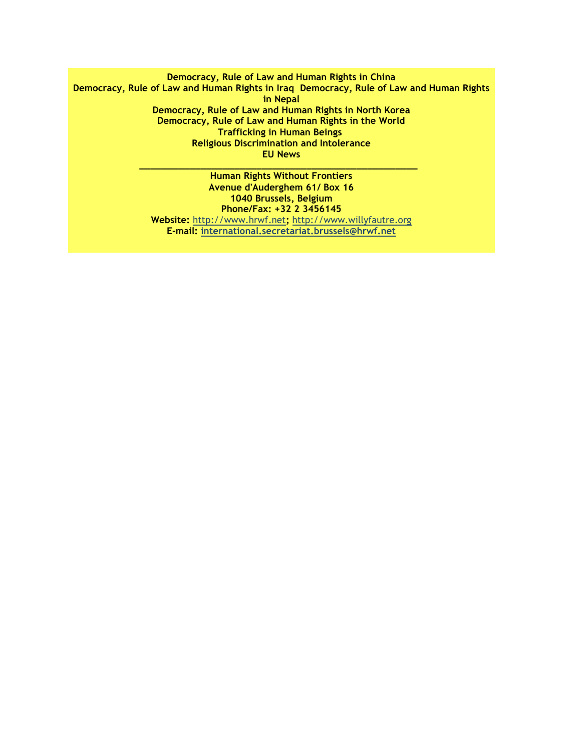**Democracy, Rule of Law and Human Rights in China**
**Democracy, Rule of Law and Human Rights in Iraq  Democracy, Rule of Law and Human Rights in Nepal**
**Democracy, Rule of Law and Human Rights in North Korea**
**Democracy, Rule of Law and Human Rights in the World**
**Trafficking in Human Beings**
**Religious Discrimination and Intolerance**
**EU News**

---

**Human Rights Without Frontiers**
**Avenue d'Auderghem 61/ Box 16**
**1040 Brussels, Belgium**
**Phone/Fax: +32 2 3456145**
**Website:** http://www.hrwf.net; http://www.willyfautre.org
**E-mail: international.secretariat.brussels@hrwf.net**